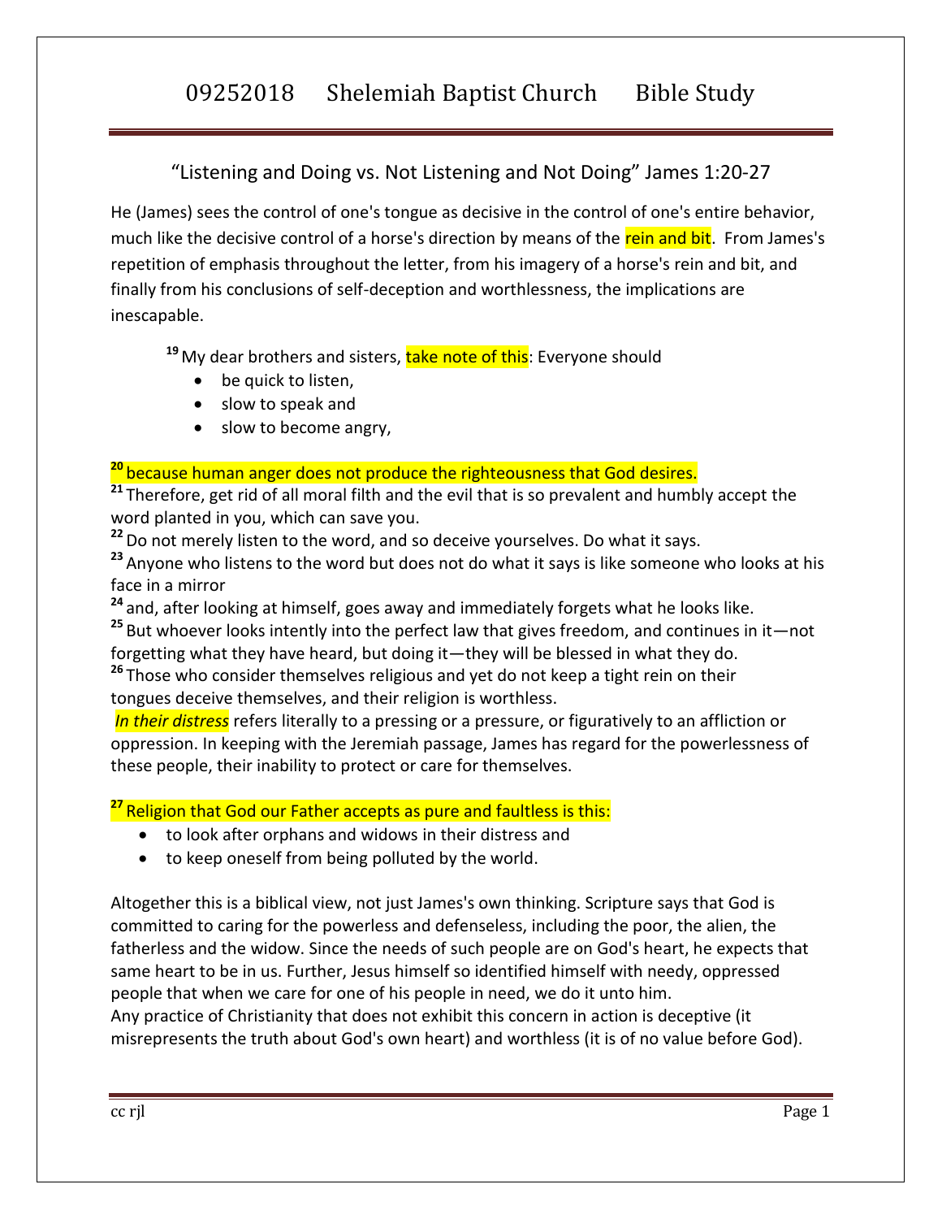# 09252018 Shelemiah Baptist Church Bible Study

## "Listening and Doing vs. Not Listening and Not Doing" James 1:20-27

He (James) sees the control of one's tongue as decisive in the control of one's entire behavior, much like the decisive control of a horse's direction by means of the rein and bit. From James's repetition of emphasis throughout the letter, from his imagery of a horse's rein and bit, and finally from his conclusions of self-deception and worthlessness, the implications are inescapable.

[19] My dear brothers and sisters, take note of this: Everyone should

- be quick to listen,
- slow to speak and
- slow to become angry,

[20] because human anger does not produce the righteousness that God desires.
[21] Therefore, get rid of all moral filth and the evil that is so prevalent and humbly accept the word planted in you, which can save you.
[22] Do not merely listen to the word, and so deceive yourselves. Do what it says.
[23] Anyone who listens to the word but does not do what it says is like someone who looks at his face in a mirror
[24] and, after looking at himself, goes away and immediately forgets what he looks like.
[25] But whoever looks intently into the perfect law that gives freedom, and continues in it—not forgetting what they have heard, but doing it—they will be blessed in what they do.
[26] Those who consider themselves religious and yet do not keep a tight rein on their tongues deceive themselves, and their religion is worthless.
*In their distress* refers literally to a pressing or a pressure, or figuratively to an affliction or oppression. In keeping with the Jeremiah passage, James has regard for the powerlessness of these people, their inability to protect or care for themselves.

[27] Religion that God our Father accepts as pure and faultless is this:

- to look after orphans and widows in their distress and
- to keep oneself from being polluted by the world.

Altogether this is a biblical view, not just James's own thinking. Scripture says that God is committed to caring for the powerless and defenseless, including the poor, the alien, the fatherless and the widow. Since the needs of such people are on God's heart, he expects that same heart to be in us. Further, Jesus himself so identified himself with needy, oppressed people that when we care for one of his people in need, we do it unto him.
Any practice of Christianity that does not exhibit this concern in action is deceptive (it misrepresents the truth about God's own heart) and worthless (it is of no value before God).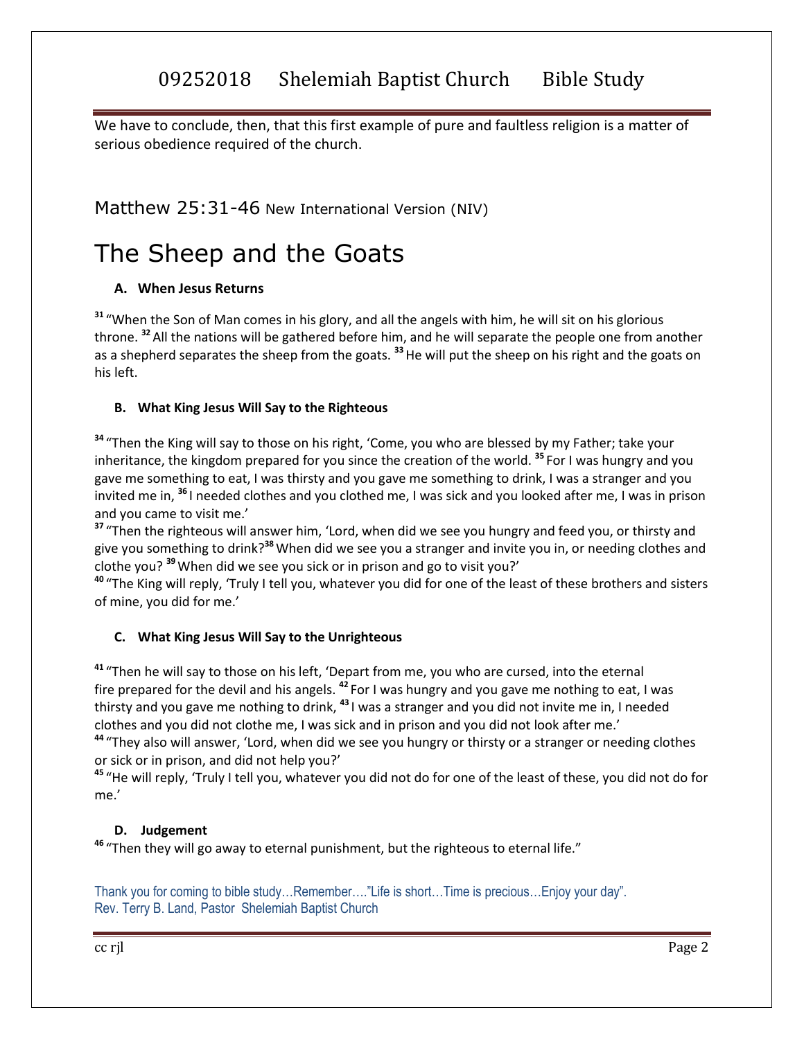We have to conclude, then, that this first example of pure and faultless religion is a matter of serious obedience required of the church.

Matthew 25:31-46 New International Version (NIV)

# The Sheep and the Goats

### A. When Jesus Returns

[31] "When the Son of Man comes in his glory, and all the angels with him, he will sit on his glorious throne. [32] All the nations will be gathered before him, and he will separate the people one from another as a shepherd separates the sheep from the goats. [33] He will put the sheep on his right and the goats on his left.

### B. What King Jesus Will Say to the Righteous

[34] "Then the King will say to those on his right, 'Come, you who are blessed by my Father; take your inheritance, the kingdom prepared for you since the creation of the world. [35] For I was hungry and you gave me something to eat, I was thirsty and you gave me something to drink, I was a stranger and you invited me in, [36] I needed clothes and you clothed me, I was sick and you looked after me, I was in prison and you came to visit me.'
[37] "Then the righteous will answer him, 'Lord, when did we see you hungry and feed you, or thirsty and give you something to drink?[38] When did we see you a stranger and invite you in, or needing clothes and clothe you? [39] When did we see you sick or in prison and go to visit you?'
[40] "The King will reply, 'Truly I tell you, whatever you did for one of the least of these brothers and sisters of mine, you did for me.'

### C. What King Jesus Will Say to the Unrighteous

[41] "Then he will say to those on his left, 'Depart from me, you who are cursed, into the eternal fire prepared for the devil and his angels. [42] For I was hungry and you gave me nothing to eat, I was thirsty and you gave me nothing to drink, [43] I was a stranger and you did not invite me in, I needed clothes and you did not clothe me, I was sick and in prison and you did not look after me.'
[44] "They also will answer, 'Lord, when did we see you hungry or thirsty or a stranger or needing clothes or sick or in prison, and did not help you?'
[45] "He will reply, 'Truly I tell you, whatever you did not do for one of the least of these, you did not do for me.'

### D. Judgement

[46] "Then they will go away to eternal punishment, but the righteous to eternal life."

Thank you for coming to bible study…Remember…."Life is short…Time is precious…Enjoy your day".
Rev. Terry B. Land, Pastor Shelemiah Baptist Church

cc rjl